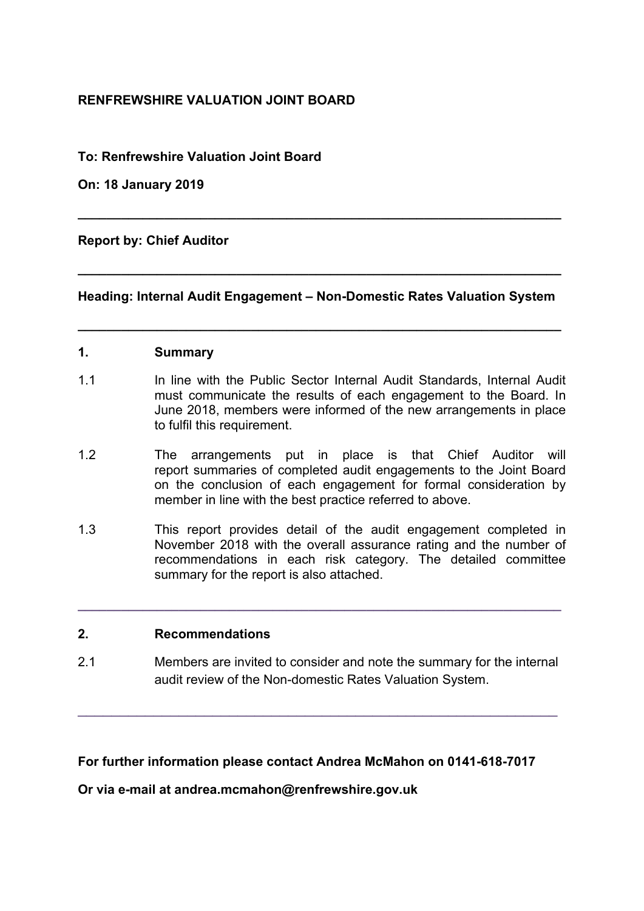**RENFREWSHIRE VALUATION JOINT BOARD**

**To: Renfrewshire Valuation Joint Board**

**On: 18 January 2019**

---

**Report by: Chief Auditor**

---

**Heading: Internal Audit Engagement – Non-Domestic Rates Valuation System**

---

## 1. Summary

1.1 In line with the Public Sector Internal Audit Standards, Internal Audit must communicate the results of each engagement to the Board. In June 2018, members were informed of the new arrangements in place to fulfil this requirement.

1.2 The arrangements put in place is that Chief Auditor will report summaries of completed audit engagements to the Joint Board on the conclusion of each engagement for formal consideration by member in line with the best practice referred to above.

1.3 This report provides detail of the audit engagement completed in November 2018 with the overall assurance rating and the number of recommendations in each risk category. The detailed committee summary for the report is also attached.

---

## 2. Recommendations

2.1 Members are invited to consider and note the summary for the internal audit review of the Non-domestic Rates Valuation System.

---

**For further information please contact Andrea McMahon on 0141-618-7017**

**Or via e-mail at andrea.mcmahon@renfrewshire.gov.uk**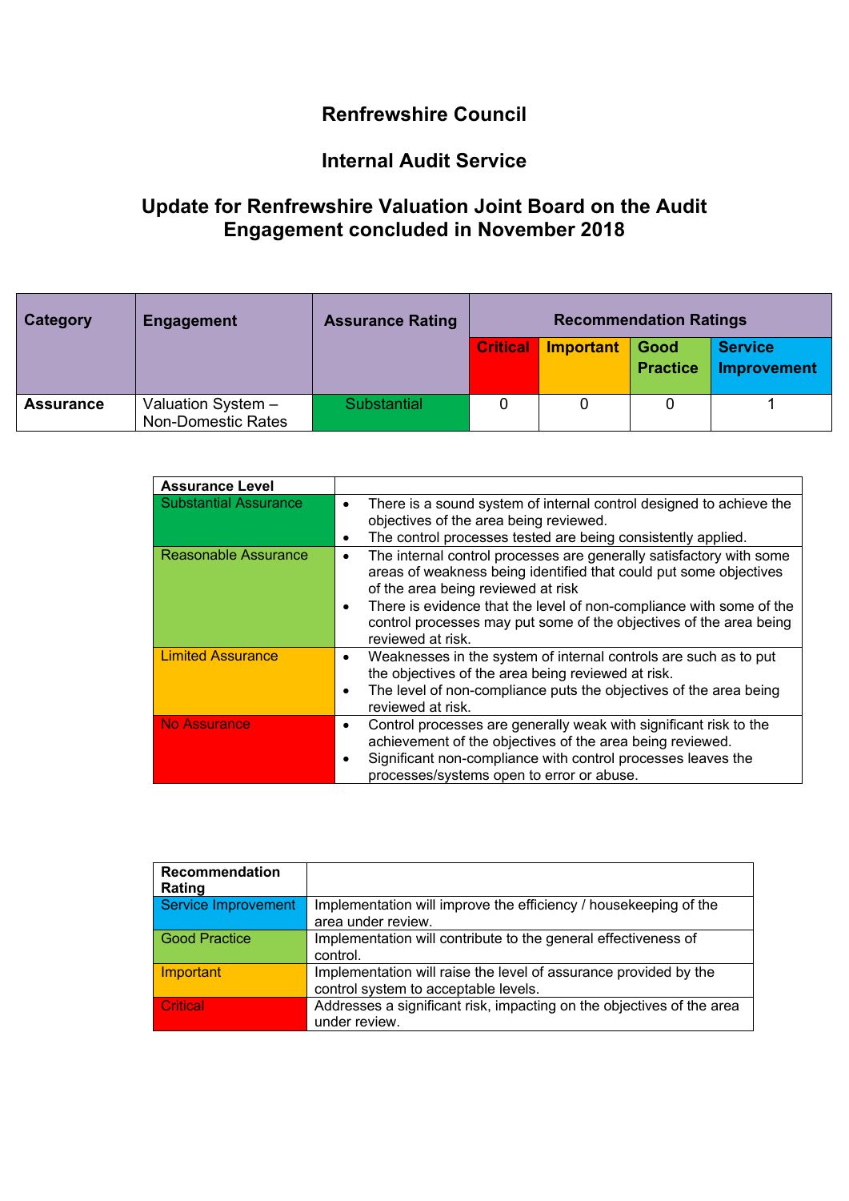# Renfrewshire Council

## Internal Audit Service

## Update for Renfrewshire Valuation Joint Board on the Audit Engagement concluded in November 2018

| Category | Engagement | Assurance Rating | Recommendation Ratings | | | |
|---|---|---|---|---|---|---|
| | | | Critical | Important | Good Practice | Service Improvement |
| **Assurance** | Valuation System – Non-Domestic Rates | Substantial | 0 | 0 | 0 | 1 |

| Assurance Level | |
|---|---|
| Substantial Assurance | • There is a sound system of internal control designed to achieve the objectives of the area being reviewed.<br>• The control processes tested are being consistently applied. |
| Reasonable Assurance | • The internal control processes are generally satisfactory with some areas of weakness being identified that could put some objectives of the area being reviewed at risk<br>• There is evidence that the level of non-compliance with some of the control processes may put some of the objectives of the area being reviewed at risk. |
| Limited Assurance | • Weaknesses in the system of internal controls are such as to put the objectives of the area being reviewed at risk.<br>• The level of non-compliance puts the objectives of the area being reviewed at risk. |
| No Assurance | • Control processes are generally weak with significant risk to the achievement of the objectives of the area being reviewed.<br>• Significant non-compliance with control processes leaves the processes/systems open to error or abuse. |

| Recommendation Rating | |
|---|---|
| Service Improvement | Implementation will improve the efficiency / housekeeping of the area under review. |
| Good Practice | Implementation will contribute to the general effectiveness of control. |
| Important | Implementation will raise the level of assurance provided by the control system to acceptable levels. |
| Critical | Addresses a significant risk, impacting on the objectives of the area under review. |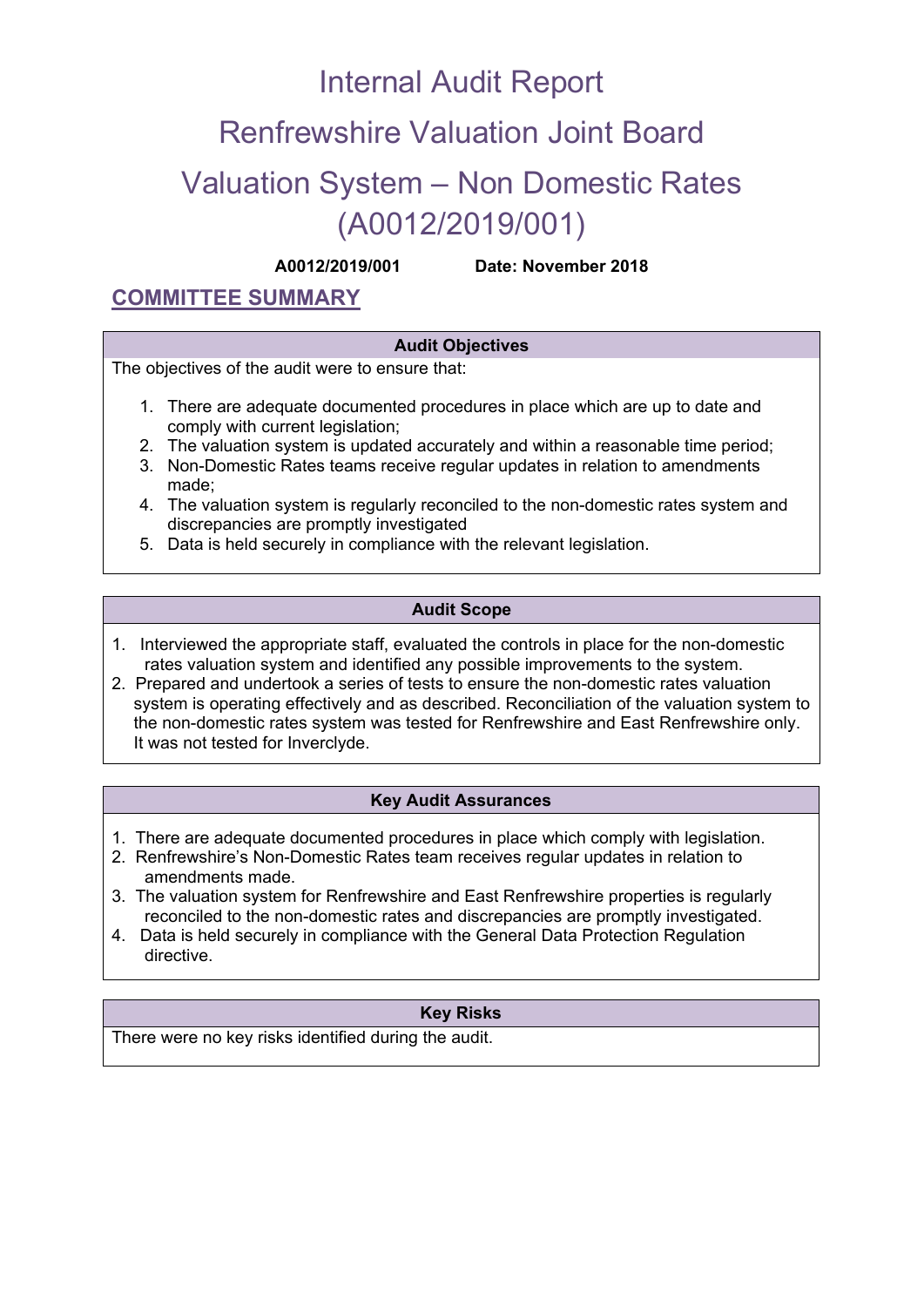# Internal Audit Report

# Renfrewshire Valuation Joint Board

# Valuation System – Non Domestic Rates (A0012/2019/001)

**A0012/2019/001** **Date: November 2018**

## COMMITTEE SUMMARY

### Audit Objectives

The objectives of the audit were to ensure that:

1. There are adequate documented procedures in place which are up to date and comply with current legislation;
2. The valuation system is updated accurately and within a reasonable time period;
3. Non-Domestic Rates teams receive regular updates in relation to amendments made;
4. The valuation system is regularly reconciled to the non-domestic rates system and discrepancies are promptly investigated
5. Data is held securely in compliance with the relevant legislation.

### Audit Scope

1. Interviewed the appropriate staff, evaluated the controls in place for the non-domestic rates valuation system and identified any possible improvements to the system.
2. Prepared and undertook a series of tests to ensure the non-domestic rates valuation system is operating effectively and as described. Reconciliation of the valuation system to the non-domestic rates system was tested for Renfrewshire and East Renfrewshire only. It was not tested for Inverclyde.

### Key Audit Assurances

1. There are adequate documented procedures in place which comply with legislation.
2. Renfrewshire's Non-Domestic Rates team receives regular updates in relation to amendments made.
3. The valuation system for Renfrewshire and East Renfrewshire properties is regularly reconciled to the non-domestic rates and discrepancies are promptly investigated.
4. Data is held securely in compliance with the General Data Protection Regulation directive.

### Key Risks

There were no key risks identified during the audit.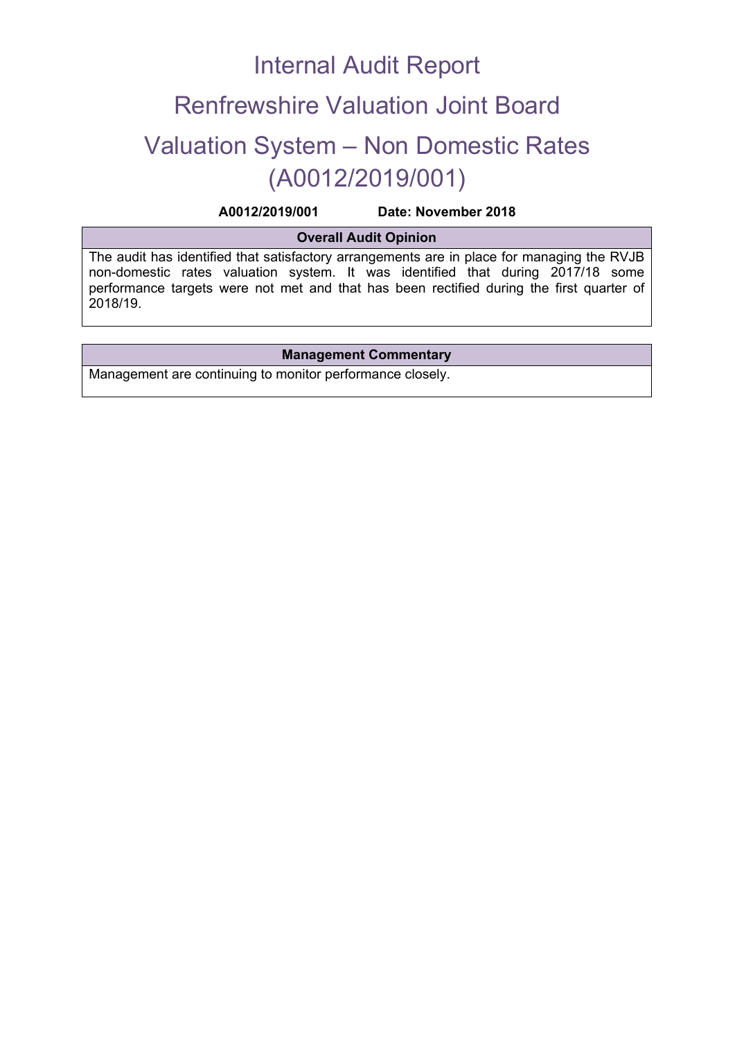# Internal Audit Report

# Renfrewshire Valuation Joint Board

# Valuation System – Non Domestic Rates (A0012/2019/001)

**A0012/2019/001** **Date: November 2018**

| **Overall Audit Opinion** |
|---|
| The audit has identified that satisfactory arrangements are in place for managing the RVJB non-domestic rates valuation system. It was identified that during 2017/18 some performance targets were not met and that has been rectified during the first quarter of 2018/19. |

| **Management Commentary** |
|---|
| Management are continuing to monitor performance closely. |